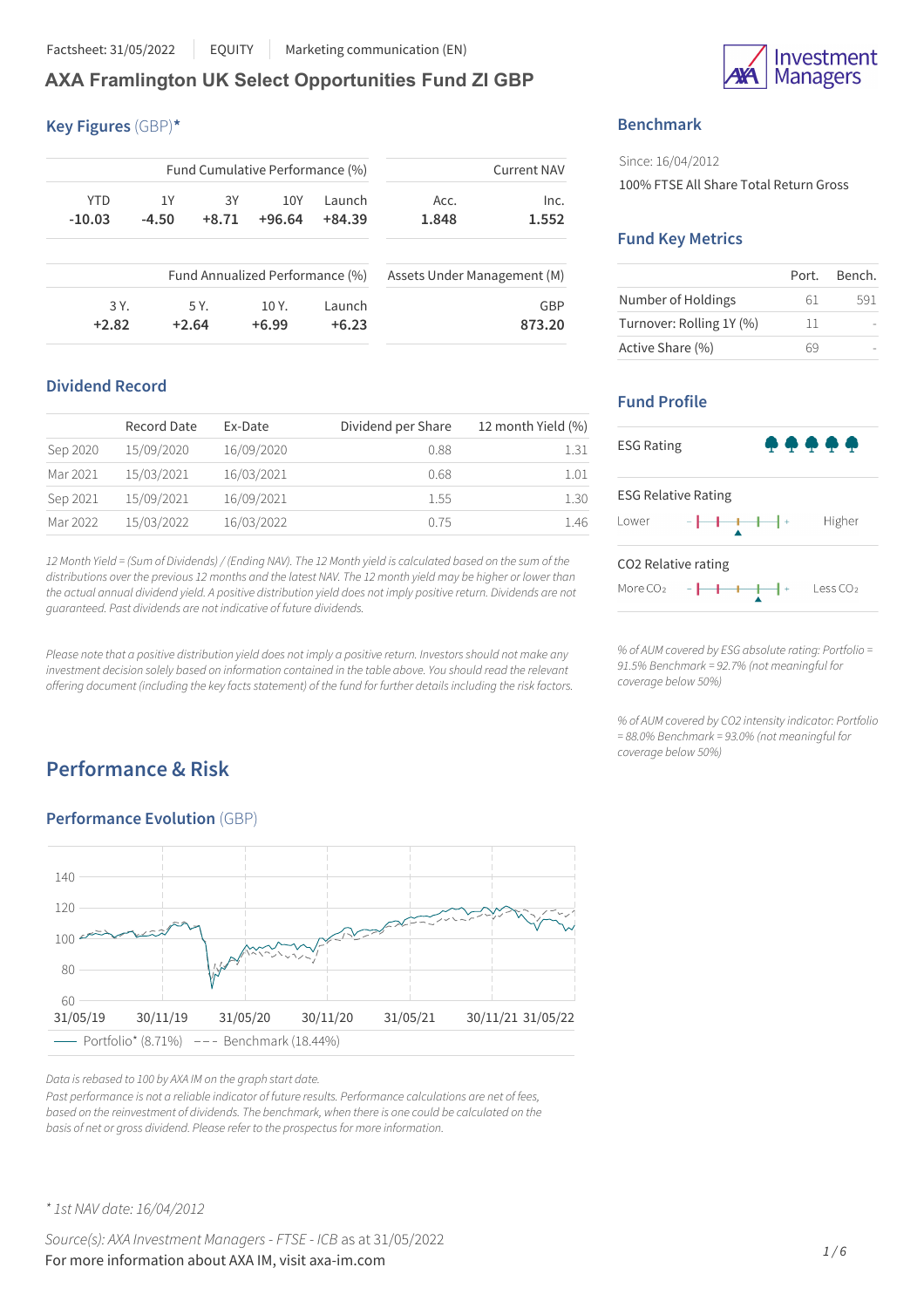Factsheet: 31/05/2022 | EQUITY | Marketing communication (EN)

# AXA Framlington UK Select Opportunities Fund ZI GBP

## Key Figures (GBP)*

| Fund Cumulative Performance (%) | | | | | Current NAV | |
|---|---|---|---|---|---|---|
| YTD | 1Y | 3Y | 10Y | Launch | Acc. | Inc. |
| -10.03 | -4.50 | +8.71 | +96.64 | +84.39 | 1.848 | 1.552 |

| Fund Annualized Performance (%) | | | | Assets Under Management (M) |
|---|---|---|---|---|
| 3 Y. | 5 Y. | 10 Y. | Launch | GBP |
| +2.82 | +2.64 | +6.99 | +6.23 | 873.20 |

## Dividend Record

| | Record Date | Ex-Date | Dividend per Share | 12 month Yield (%) |
|---|---|---|---|---|
| Sep 2020 | 15/09/2020 | 16/09/2020 | 0.88 | 1.31 |
| Mar 2021 | 15/03/2021 | 16/03/2021 | 0.68 | 1.01 |
| Sep 2021 | 15/09/2021 | 16/09/2021 | 1.55 | 1.30 |
| Mar 2022 | 15/03/2022 | 16/03/2022 | 0.75 | 1.46 |

*12 Month Yield = (Sum of Dividends) / (Ending NAV). The 12 Month yield is calculated based on the sum of the distributions over the previous 12 months and the latest NAV. The 12 month yield may be higher or lower than the actual annual dividend yield. A positive distribution yield does not imply positive return. Dividends are not guaranteed. Past dividends are not indicative of future dividends.*

*Please note that a positive distribution yield does not imply a positive return. Investors should not make any investment decision solely based on information contained in the table above. You should read the relevant offering document (including the key facts statement) of the fund for further details including the risk factors.*

## Benchmark

Since: 16/04/2012

100% FTSE All Share Total Return Gross

## Fund Key Metrics

| | Port. | Bench. |
|---|---|---|
| Number of Holdings | 61 | 591 |
| Turnover: Rolling 1Y (%) | 11 | - |
| Active Share (%) | 69 | - |

## Fund Profile

ESG Rating

ESG Relative Rating: Lower — Higher

$CO_2$ Relative rating: More $CO_2$ — Less $CO_2$

*% of AUM covered by ESG absolute rating: Portfolio = 91.5% Benchmark = 92.7% (not meaningful for coverage below 50%)*

*% of AUM covered by CO2 intensity indicator: Portfolio = 88.0% Benchmark = 93.0% (not meaningful for coverage below 50%)*

# Performance & Risk

## Performance Evolution (GBP)

Portfolio* (8.71%) — Benchmark (18.44%)

*Data is rebased to 100 by AXA IM on the graph start date.*

*Past performance is not a reliable indicator of future results. Performance calculations are net of fees, based on the reinvestment of dividends. The benchmark, when there is one could be calculated on the basis of net or gross dividend. Please refer to the prospectus for more information.*

*\* 1st NAV date: 16/04/2012*

*Source(s): AXA Investment Managers - FTSE - ICB* as at 31/05/2022

For more information about AXA IM, visit axa-im.com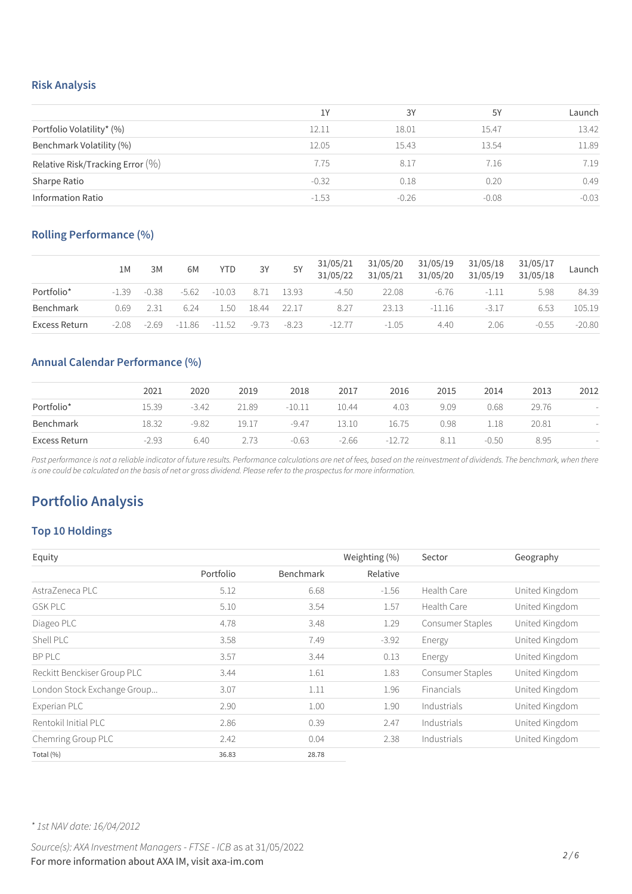## Risk Analysis

| | 1Y | 3Y | 5Y | Launch |
|---|---|---|---|---|
| Portfolio Volatility* (%) | 12.11 | 18.01 | 15.47 | 13.42 |
| Benchmark Volatility (%) | 12.05 | 15.43 | 13.54 | 11.89 |
| Relative Risk/Tracking Error (%) | 7.75 | 8.17 | 7.16 | 7.19 |
| Sharpe Ratio | -0.32 | 0.18 | 0.20 | 0.49 |
| Information Ratio | -1.53 | -0.26 | -0.08 | -0.03 |

## Rolling Performance (%)

| | 1M | 3M | 6M | YTD | 3Y | 5Y | 31/05/21 31/05/22 | 31/05/20 31/05/21 | 31/05/19 31/05/20 | 31/05/18 31/05/19 | 31/05/17 31/05/18 | Launch |
|---|---|---|---|---|---|---|---|---|---|---|---|---|
| Portfolio* | -1.39 | -0.38 | -5.62 | -10.03 | 8.71 | 13.93 | -4.50 | 22.08 | -6.76 | -1.11 | 5.98 | 84.39 |
| Benchmark | 0.69 | 2.31 | 6.24 | 1.50 | 18.44 | 22.17 | 8.27 | 23.13 | -11.16 | -3.17 | 6.53 | 105.19 |
| Excess Return | -2.08 | -2.69 | -11.86 | -11.52 | -9.73 | -8.23 | -12.77 | -1.05 | 4.40 | 2.06 | -0.55 | -20.80 |

## Annual Calendar Performance (%)

| | 2021 | 2020 | 2019 | 2018 | 2017 | 2016 | 2015 | 2014 | 2013 | 2012 |
|---|---|---|---|---|---|---|---|---|---|---|
| Portfolio* | 15.39 | -3.42 | 21.89 | -10.11 | 10.44 | 4.03 | 9.09 | 0.68 | 29.76 | - |
| Benchmark | 18.32 | -9.82 | 19.17 | -9.47 | 13.10 | 16.75 | 0.98 | 1.18 | 20.81 | - |
| Excess Return | -2.93 | 6.40 | 2.73 | -0.63 | -2.66 | -12.72 | 8.11 | -0.50 | 8.95 | - |

*Past performance is not a reliable indicator of future results. Performance calculations are net of fees, based on the reinvestment of dividends. The benchmark, when there is one could be calculated on the basis of net or gross dividend. Please refer to the prospectus for more information.*

# Portfolio Analysis

## Top 10 Holdings

| Equity | Weighting (%) | | | Sector | Geography |
|---|---|---|---|---|---|
| | Portfolio | Benchmark | Relative | | |
| AstraZeneca PLC | 5.12 | 6.68 | -1.56 | Health Care | United Kingdom |
| GSK PLC | 5.10 | 3.54 | 1.57 | Health Care | United Kingdom |
| Diageo PLC | 4.78 | 3.48 | 1.29 | Consumer Staples | United Kingdom |
| Shell PLC | 3.58 | 7.49 | -3.92 | Energy | United Kingdom |
| BP PLC | 3.57 | 3.44 | 0.13 | Energy | United Kingdom |
| Reckitt Benckiser Group PLC | 3.44 | 1.61 | 1.83 | Consumer Staples | United Kingdom |
| London Stock Exchange Group... | 3.07 | 1.11 | 1.96 | Financials | United Kingdom |
| Experian PLC | 2.90 | 1.00 | 1.90 | Industrials | United Kingdom |
| Rentokil Initial PLC | 2.86 | 0.39 | 2.47 | Industrials | United Kingdom |
| Chemring Group PLC | 2.42 | 0.04 | 2.38 | Industrials | United Kingdom |
| Total (%) | 36.83 | 28.78 | | | |

*\* 1st NAV date: 16/04/2012*

*Source(s): AXA Investment Managers - FTSE - ICB* as at 31/05/2022

For more information about AXA IM, visit axa-im.com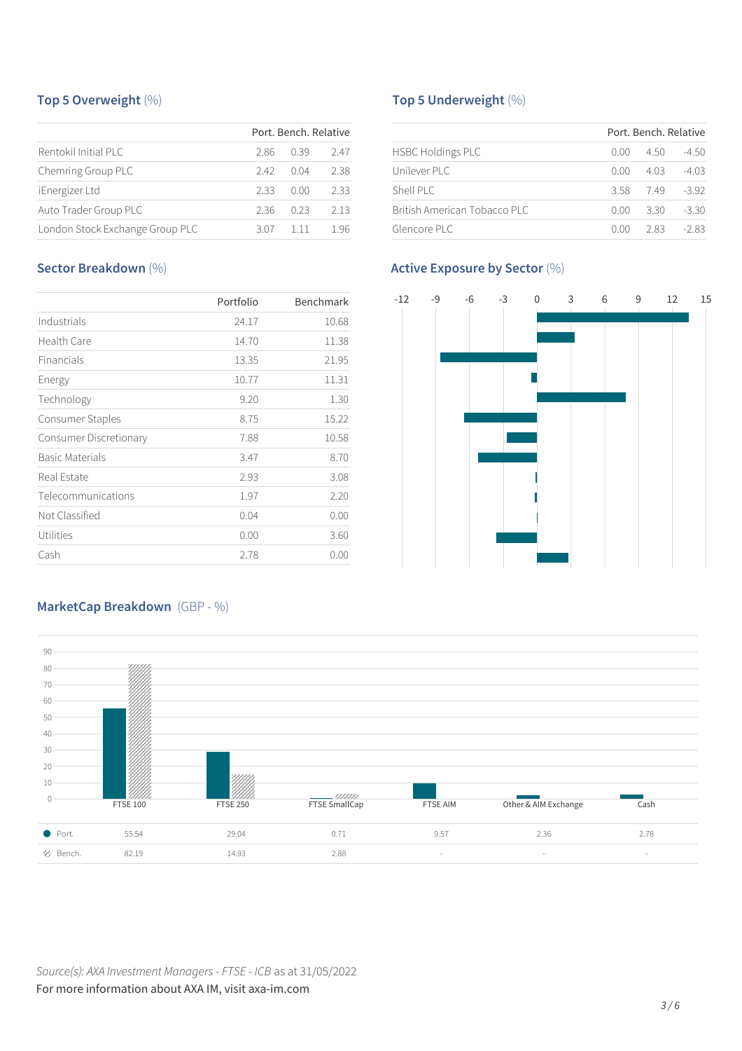## Top 5 Overweight (%)

| | Port. | Bench. | Relative |
|---|---|---|---|
| Rentokil Initial PLC | 2.86 | 0.39 | 2.47 |
| Chemring Group PLC | 2.42 | 0.04 | 2.38 |
| iEnergizer Ltd | 2.33 | 0.00 | 2.33 |
| Auto Trader Group PLC | 2.36 | 0.23 | 2.13 |
| London Stock Exchange Group PLC | 3.07 | 1.11 | 1.96 |

## Top 5 Underweight (%)

| | Port. | Bench. | Relative |
|---|---|---|---|
| HSBC Holdings PLC | 0.00 | 4.50 | -4.50 |
| Unilever PLC | 0.00 | 4.03 | -4.03 |
| Shell PLC | 3.58 | 7.49 | -3.92 |
| British American Tobacco PLC | 0.00 | 3.30 | -3.30 |
| Glencore PLC | 0.00 | 2.83 | -2.83 |

## Sector Breakdown (%)

| | Portfolio | Benchmark |
|---|---|---|
| Industrials | 24.17 | 10.68 |
| Health Care | 14.70 | 11.38 |
| Financials | 13.35 | 21.95 |
| Energy | 10.77 | 11.31 |
| Technology | 9.20 | 1.30 |
| Consumer Staples | 8.75 | 15.22 |
| Consumer Discretionary | 7.88 | 10.58 |
| Basic Materials | 3.47 | 8.70 |
| Real Estate | 2.93 | 3.08 |
| Telecommunications | 1.97 | 2.20 |
| Not Classified | 0.04 | 0.00 |
| Utilities | 0.00 | 3.60 |
| Cash | 2.78 | 0.00 |

## Active Exposure by Sector (%)

## MarketCap Breakdown (GBP - %)

| | FTSE 100 | FTSE 250 | FTSE SmallCap | FTSE AIM | Other & AIM Exchange | Cash |
|---|---|---|---|---|---|---|
| Port. | 55.54 | 29.04 | 0.71 | 9.57 | 2.36 | 2.78 |
| Bench. | 82.19 | 14.93 | 2.88 | - | - | - |

*Source(s): AXA Investment Managers - FTSE - ICB* as at 31/05/2022

For more information about AXA IM, visit axa-im.com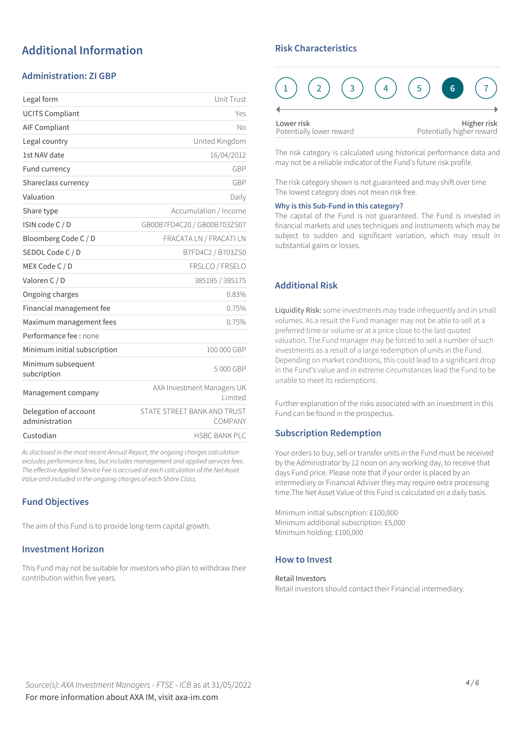# Additional Information

## Administration: ZI GBP

| | |
|---|---|
| Legal form | Unit Trust |
| UCITS Compliant | Yes |
| AIF Compliant | No |
| Legal country | United Kingdom |
| 1st NAV date | 16/04/2012 |
| Fund currency | GBP |
| Shareclass currency | GBP |
| Valuation | Daily |
| Share type | Accumulation / Income |
| ISIN code C / D | GB00B7FD4C20 / GB00B703ZS07 |
| Bloomberg Code C / D | FRACATA LN / FRACATI LN |
| SEDOL Code C / D | B7FD4C2 / B703ZS0 |
| MEX Code C / D | FRSLCO / FRSELO |
| Valoren C / D | 385185 / 385175 |
| Ongoing charges | 0.83% |
| Financial management fee | 0.75% |
| Maximum management fees | 0.75% |
| Performance fee : none | |
| Minimum initial subscription | 100 000 GBP |
| Minimum subsequent subcription | 5 000 GBP |
| Management company | AXA Investment Managers UK Limited |
| Delegation of account administration | STATE STREET BANK AND TRUST COMPANY |
| Custodian | HSBC BANK PLC |

*As disclosed in the most recent Annual Report, the ongoing charges calculation excludes performance fees, but includes management and applied services fees. The effective Applied Service Fee is accrued at each calculation of the Net Asset Value and included in the ongoing charges of each Share Class.*

## Fund Objectives

The aim of this Fund is to provide long-term capital growth.

## Investment Horizon

This Fund may not be suitable for investors who plan to withdraw their contribution within five years.

## Risk Characteristics

1 2 3 4 5 **6** 7

Lower risk
Potentially lower reward

Higher risk
Potentially higher reward

The risk category is calculated using historical performance data and may not be a reliable indicator of the Fund's future risk profile.

The risk category shown is not guaranteed and may shift over time
The lowest category does not mean risk free.

### Why is this Sub-Fund in this category?

The capital of the Fund is not guaranteed. The Fund is invested in financial markets and uses techniques and instruments which may be subject to sudden and significant variation, which may result in substantial gains or losses.

## Additional Risk

Liquidity Risk: some investments may trade infrequently and in small volumes. As a result the Fund manager may not be able to sell at a preferred time or volume or at a price close to the last quoted valuation. The Fund manager may be forced to sell a number of such investments as a result of a large redemption of units in the Fund. Depending on market conditions, this could lead to a significant drop in the Fund's value and in extreme circumstances lead the Fund to be unable to meet its redemptions.

Further explanation of the risks associated with an investment in this Fund can be found in the prospectus.

## Subscription Redemption

Your orders to buy, sell or transfer units in the Fund must be received by the Administrator by 12 noon on any working day, to receive that days Fund price. Please note that if your order is placed by an intermediary or Financial Adviser they may require extra processing time.The Net Asset Value of this Fund is calculated on a daily basis.

Minimum initial subscription: £100,000
Minimum additional subscription: £5,000
Minimum holding: £100,000

## How to Invest

Retail Investors
Retail investors should contact their Financial intermediary.

*Source(s): AXA Investment Managers - FTSE - ICB* as at 31/05/2022
For more information about AXA IM, visit axa-im.com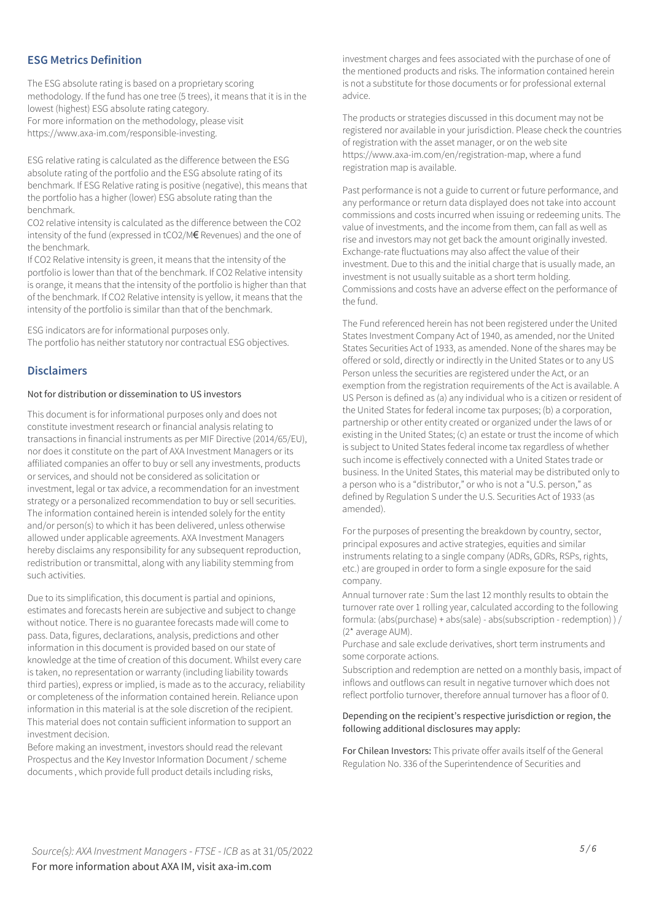## ESG Metrics Definition

The ESG absolute rating is based on a proprietary scoring methodology. If the fund has one tree (5 trees), it means that it is in the lowest (highest) ESG absolute rating category.
For more information on the methodology, please visit https://www.axa-im.com/responsible-investing.

ESG relative rating is calculated as the difference between the ESG absolute rating of the portfolio and the ESG absolute rating of its benchmark. If ESG Relative rating is positive (negative), this means that the portfolio has a higher (lower) ESG absolute rating than the benchmark.
CO2 relative intensity is calculated as the difference between the CO2 intensity of the fund (expressed in tCO2/M€ Revenues) and the one of the benchmark.
If CO2 Relative intensity is green, it means that the intensity of the portfolio is lower than that of the benchmark. If CO2 Relative intensity is orange, it means that the intensity of the portfolio is higher than that of the benchmark. If CO2 Relative intensity is yellow, it means that the intensity of the portfolio is similar than that of the benchmark.

ESG indicators are for informational purposes only.
The portfolio has neither statutory nor contractual ESG objectives.

## Disclaimers

### Not for distribution or dissemination to US investors

This document is for informational purposes only and does not constitute investment research or financial analysis relating to transactions in financial instruments as per MIF Directive (2014/65/EU), nor does it constitute on the part of AXA Investment Managers or its affiliated companies an offer to buy or sell any investments, products or services, and should not be considered as solicitation or investment, legal or tax advice, a recommendation for an investment strategy or a personalized recommendation to buy or sell securities. The information contained herein is intended solely for the entity and/or person(s) to which it has been delivered, unless otherwise allowed under applicable agreements. AXA Investment Managers hereby disclaims any responsibility for any subsequent reproduction, redistribution or transmittal, along with any liability stemming from such activities.

Due to its simplification, this document is partial and opinions, estimates and forecasts herein are subjective and subject to change without notice. There is no guarantee forecasts made will come to pass. Data, figures, declarations, analysis, predictions and other information in this document is provided based on our state of knowledge at the time of creation of this document. Whilst every care is taken, no representation or warranty (including liability towards third parties), express or implied, is made as to the accuracy, reliability or completeness of the information contained herein. Reliance upon information in this material is at the sole discretion of the recipient. This material does not contain sufficient information to support an investment decision.
Before making an investment, investors should read the relevant Prospectus and the Key Investor Information Document / scheme documents , which provide full product details including risks, investment charges and fees associated with the purchase of one of the mentioned products and risks. The information contained herein is not a substitute for those documents or for professional external advice.

The products or strategies discussed in this document may not be registered nor available in your jurisdiction. Please check the countries of registration with the asset manager, or on the web site https://www.axa-im.com/en/registration-map, where a fund registration map is available.

Past performance is not a guide to current or future performance, and any performance or return data displayed does not take into account commissions and costs incurred when issuing or redeeming units. The value of investments, and the income from them, can fall as well as rise and investors may not get back the amount originally invested. Exchange-rate fluctuations may also affect the value of their investment. Due to this and the initial charge that is usually made, an investment is not usually suitable as a short term holding. Commissions and costs have an adverse effect on the performance of the fund.

The Fund referenced herein has not been registered under the United States Investment Company Act of 1940, as amended, nor the United States Securities Act of 1933, as amended. None of the shares may be offered or sold, directly or indirectly in the United States or to any US Person unless the securities are registered under the Act, or an exemption from the registration requirements of the Act is available. A US Person is defined as (a) any individual who is a citizen or resident of the United States for federal income tax purposes; (b) a corporation, partnership or other entity created or organized under the laws of or existing in the United States; (c) an estate or trust the income of which is subject to United States federal income tax regardless of whether such income is effectively connected with a United States trade or business. In the United States, this material may be distributed only to a person who is a "distributor," or who is not a "U.S. person," as defined by Regulation S under the U.S. Securities Act of 1933 (as amended).

For the purposes of presenting the breakdown by country, sector, principal exposures and active strategies, equities and similar instruments relating to a single company (ADRs, GDRs, RSPs, rights, etc.) are grouped in order to form a single exposure for the said company.
Annual turnover rate : Sum the last 12 monthly results to obtain the turnover rate over 1 rolling year, calculated according to the following formula: (abs(purchase) + abs(sale) - abs(subscription - redemption) ) / (2* average AUM).
Purchase and sale exclude derivatives, short term instruments and some corporate actions.
Subscription and redemption are netted on a monthly basis, impact of inflows and outflows can result in negative turnover which does not reflect portfolio turnover, therefore annual turnover has a floor of 0.

### Depending on the recipient's respective jurisdiction or region, the following additional disclosures may apply:

**For Chilean Investors:** This private offer avails itself of the General Regulation No. 336 of the Superintendence of Securities and

*Source(s): AXA Investment Managers - FTSE - ICB* as at 31/05/2022
For more information about AXA IM, visit axa-im.com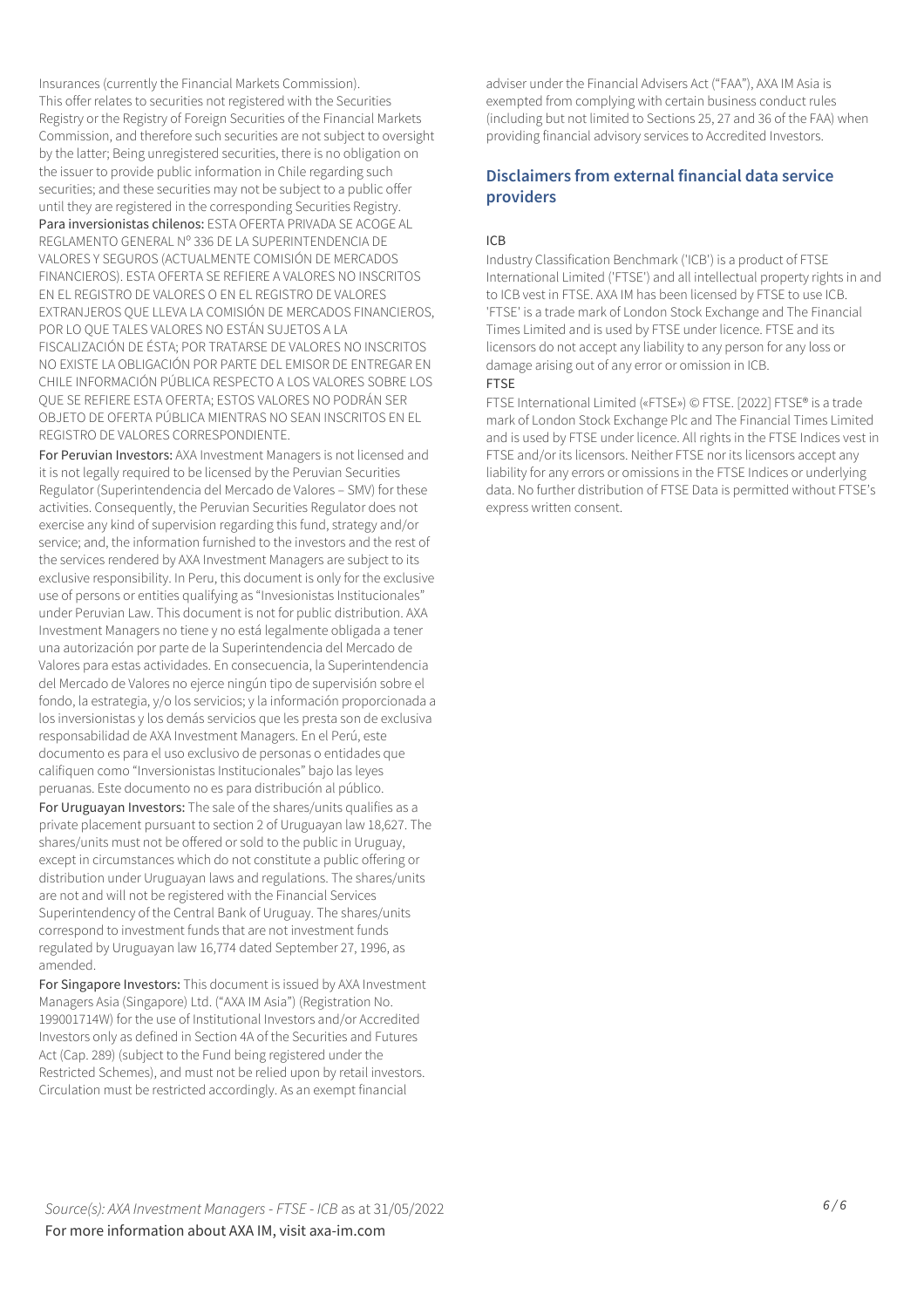Insurances (currently the Financial Markets Commission). This offer relates to securities not registered with the Securities Registry or the Registry of Foreign Securities of the Financial Markets Commission, and therefore such securities are not subject to oversight by the latter; Being unregistered securities, there is no obligation on the issuer to provide public information in Chile regarding such securities; and these securities may not be subject to a public offer until they are registered in the corresponding Securities Registry.
Para inversionistas chilenos: ESTA OFERTA PRIVADA SE ACOGE AL REGLAMENTO GENERAL Nº 336 DE LA SUPERINTENDENCIA DE VALORES Y SEGUROS (ACTUALMENTE COMISIÓN DE MERCADOS FINANCIEROS). ESTA OFERTA SE REFIERE A VALORES NO INSCRITOS EN EL REGISTRO DE VALORES O EN EL REGISTRO DE VALORES EXTRANJEROS QUE LLEVA LA COMISIÓN DE MERCADOS FINANCIEROS, POR LO QUE TALES VALORES NO ESTÁN SUJETOS A LA FISCALIZACIÓN DE ÉSTA; POR TRATARSE DE VALORES NO INSCRITOS NO EXISTE LA OBLIGACIÓN POR PARTE DEL EMISOR DE ENTREGAR EN CHILE INFORMACIÓN PÚBLICA RESPECTO A LOS VALORES SOBRE LOS QUE SE REFIERE ESTA OFERTA; ESTOS VALORES NO PODRÁN SER OBJETO DE OFERTA PÚBLICA MIENTRAS NO SEAN INSCRITOS EN EL REGISTRO DE VALORES CORRESPONDIENTE.

For Peruvian Investors: AXA Investment Managers is not licensed and it is not legally required to be licensed by the Peruvian Securities Regulator (Superintendencia del Mercado de Valores – SMV) for these activities. Consequently, the Peruvian Securities Regulator does not exercise any kind of supervision regarding this fund, strategy and/or service; and, the information furnished to the investors and the rest of the services rendered by AXA Investment Managers are subject to its exclusive responsibility. In Peru, this document is only for the exclusive use of persons or entities qualifying as "Invesionistas Institucionales" under Peruvian Law. This document is not for public distribution. AXA Investment Managers no tiene y no está legalmente obligada a tener una autorización por parte de la Superintendencia del Mercado de Valores para estas actividades. En consecuencia, la Superintendencia del Mercado de Valores no ejerce ningún tipo de supervisión sobre el fondo, la estrategia, y/o los servicios; y la información proporcionada a los inversionistas y los demás servicios que les presta son de exclusiva responsabilidad de AXA Investment Managers. En el Perú, este documento es para el uso exclusivo de personas o entidades que califiquen como "Inversionistas Institucionales" bajo las leyes peruanas. Este documento no es para distribución al público.

For Uruguayan Investors: The sale of the shares/units qualifies as a private placement pursuant to section 2 of Uruguayan law 18,627. The shares/units must not be offered or sold to the public in Uruguay, except in circumstances which do not constitute a public offering or distribution under Uruguayan laws and regulations. The shares/units are not and will not be registered with the Financial Services Superintendency of the Central Bank of Uruguay. The shares/units correspond to investment funds that are not investment funds regulated by Uruguayan law 16,774 dated September 27, 1996, as amended.

For Singapore Investors: This document is issued by AXA Investment Managers Asia (Singapore) Ltd. ("AXA IM Asia") (Registration No. 199001714W) for the use of Institutional Investors and/or Accredited Investors only as defined in Section 4A of the Securities and Futures Act (Cap. 289) (subject to the Fund being registered under the Restricted Schemes), and must not be relied upon by retail investors. Circulation must be restricted accordingly. As an exempt financial adviser under the Financial Advisers Act ("FAA"), AXA IM Asia is exempted from complying with certain business conduct rules (including but not limited to Sections 25, 27 and 36 of the FAA) when providing financial advisory services to Accredited Investors.

## Disclaimers from external financial data service providers

ICB

Industry Classification Benchmark ('ICB') is a product of FTSE International Limited ('FTSE') and all intellectual property rights in and to ICB vest in FTSE. AXA IM has been licensed by FTSE to use ICB. 'FTSE' is a trade mark of London Stock Exchange and The Financial Times Limited and is used by FTSE under licence. FTSE and its licensors do not accept any liability to any person for any loss or damage arising out of any error or omission in ICB.

FTSE

FTSE International Limited («FTSE») © FTSE. [2022] FTSE® is a trade mark of London Stock Exchange Plc and The Financial Times Limited and is used by FTSE under licence. All rights in the FTSE Indices vest in FTSE and/or its licensors. Neither FTSE nor its licensors accept any liability for any errors or omissions in the FTSE Indices or underlying data. No further distribution of FTSE Data is permitted without FTSE's express written consent.

*Source(s): AXA Investment Managers - FTSE - ICB* as at 31/05/2022
For more information about AXA IM, visit axa-im.com